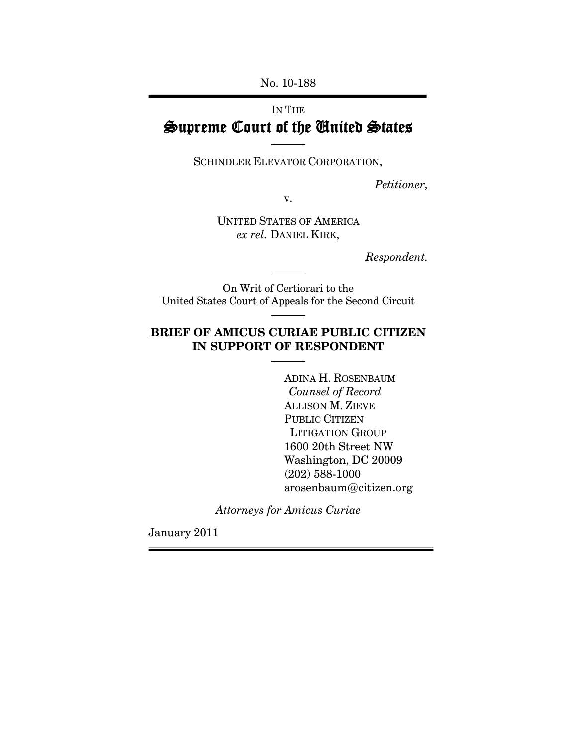No. 10-188

IN THE

# Supreme Court of the United States

SCHINDLER ELEVATOR CORPORATION,

*Petitioner,*

v.

UNITED STATES OF AMERICA
*ex rel.* DANIEL KIRK,

*Respondent.*

On Writ of Certiorari to the
United States Court of Appeals for the Second Circuit

**BRIEF OF AMICUS CURIAE PUBLIC CITIZEN IN SUPPORT OF RESPONDENT**

ADINA H. ROSENBAUM
*Counsel of Record*
ALLISON M. ZIEVE
PUBLIC CITIZEN
LITIGATION GROUP
1600 20th Street NW
Washington, DC 20009
(202) 588-1000
arosenbaum@citizen.org

*Attorneys for Amicus Curiae*

January 2011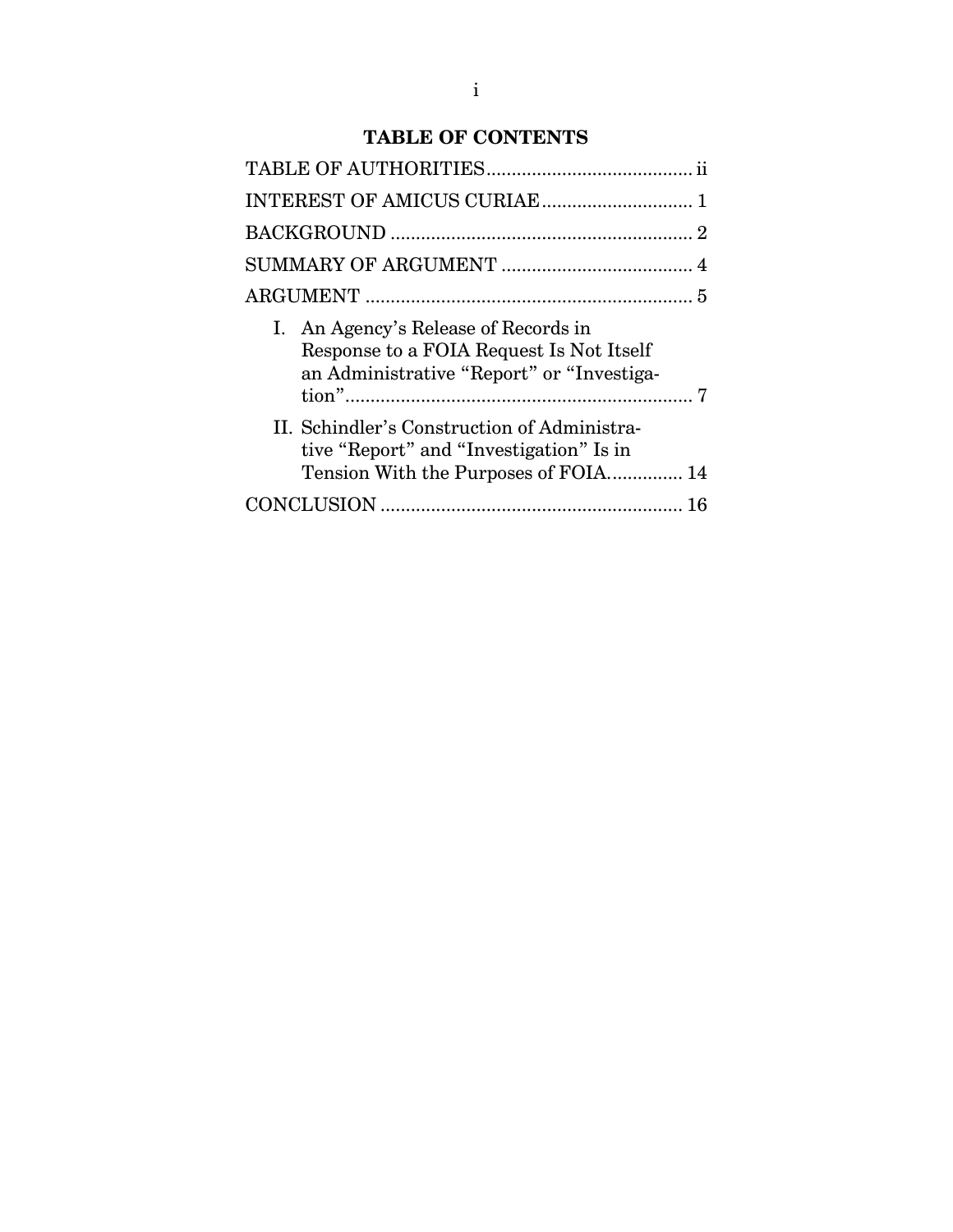# TABLE OF CONTENTS

TABLE OF AUTHORITIES ........................................ ii

INTEREST OF AMICUS CURIAE ............................ 1

BACKGROUND ........................................................... 2

SUMMARY OF ARGUMENT ..................................... 4

ARGUMENT ............................................................... 5

I. An Agency's Release of Records in Response to a FOIA Request Is Not Itself an Administrative "Report" or "Investigation" ................................................................... 7

II. Schindler's Construction of Administrative "Report" and "Investigation" Is in Tension With the Purposes of FOIA .............. 14

CONCLUSION .......................................................... 16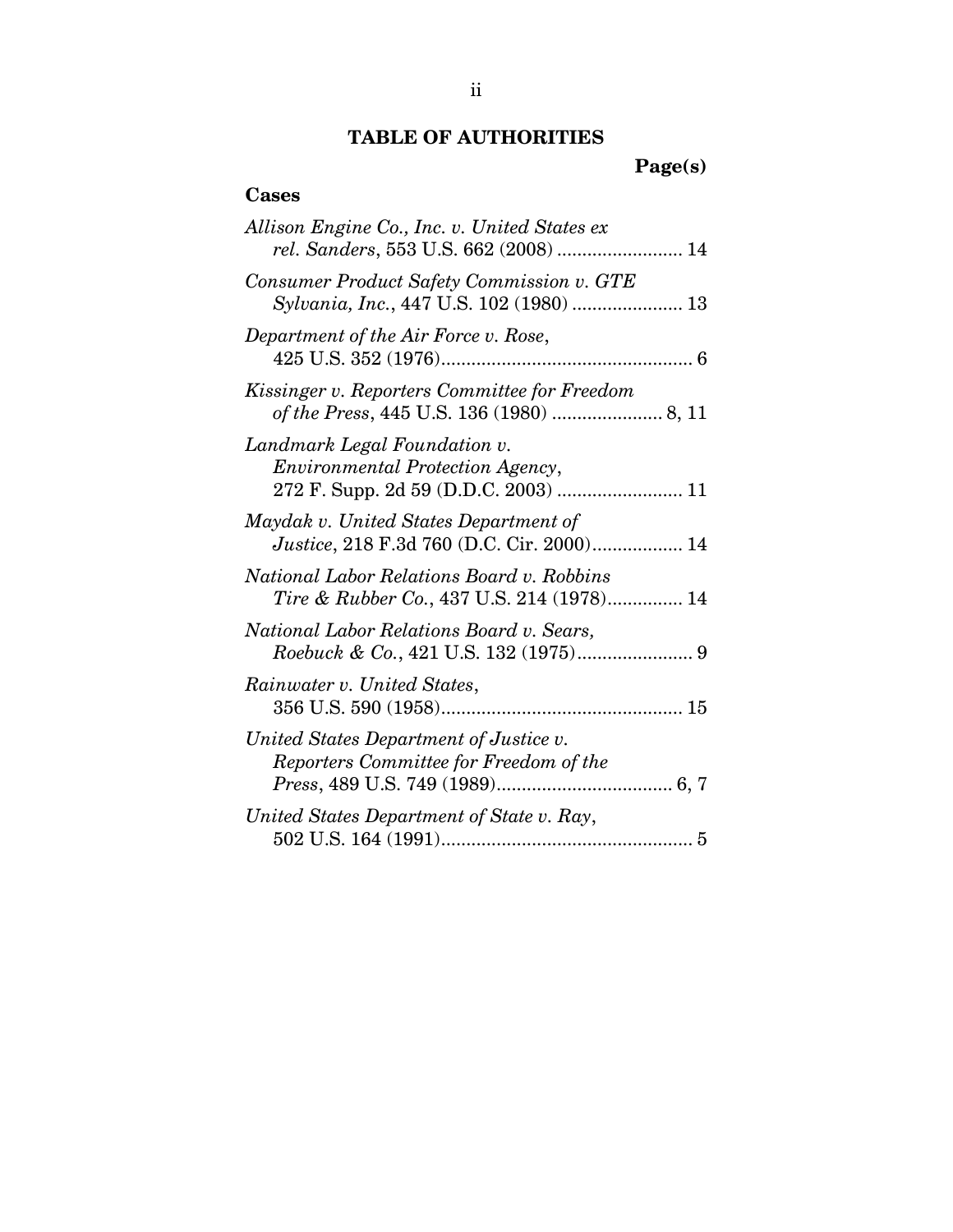# TABLE OF AUTHORITIES

**Page(s)**

## Cases

*Allison Engine Co., Inc. v. United States ex rel. Sanders*, 553 U.S. 662 (2008) ......................... 14

*Consumer Product Safety Commission v. GTE Sylvania, Inc.*, 447 U.S. 102 (1980) ...................... 13

*Department of the Air Force v. Rose*, 425 U.S. 352 (1976).................................................. 6

*Kissinger v. Reporters Committee for Freedom of the Press*, 445 U.S. 136 (1980) ...................... 8, 11

*Landmark Legal Foundation v. Environmental Protection Agency*, 272 F. Supp. 2d 59 (D.D.C. 2003) ......................... 11

*Maydak v. United States Department of Justice*, 218 F.3d 760 (D.C. Cir. 2000).................. 14

*National Labor Relations Board v. Robbins Tire & Rubber Co.*, 437 U.S. 214 (1978)............... 14

*National Labor Relations Board v. Sears, Roebuck & Co.*, 421 U.S. 132 (1975)....................... 9

*Rainwater v. United States*, 356 U.S. 590 (1958)................................................ 15

*United States Department of Justice v. Reporters Committee for Freedom of the Press*, 489 U.S. 749 (1989).................................. 6, 7

*United States Department of State v. Ray*, 502 U.S. 164 (1991).................................................. 5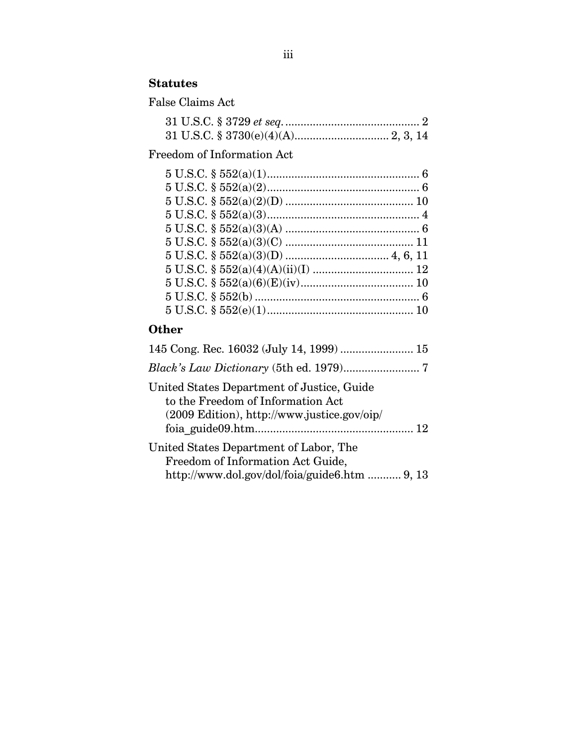### Statutes

False Claims Act

31 U.S.C. § 3729 *et seq.* ............................................ 2
31 U.S.C. § 3730(e)(4)(A).............................. 2, 3, 14

Freedom of Information Act

5 U.S.C. § 552(a)(1)................................................. 6
5 U.S.C. § 552(a)(2)................................................. 6
5 U.S.C. § 552(a)(2)(D) .......................................... 10
5 U.S.C. § 552(a)(3)................................................. 4
5 U.S.C. § 552(a)(3)(A) ............................................ 6
5 U.S.C. § 552(a)(3)(C) .......................................... 11
5 U.S.C. § 552(a)(3)(D) .................................. 4, 6, 11
5 U.S.C. § 552(a)(4)(A)(ii)(I) ................................. 12
5 U.S.C. § 552(a)(6)(E)(iv)..................................... 10
5 U.S.C. § 552(b) ...................................................... 6
5 U.S.C. § 552(e)(1)................................................ 10

### Other

145 Cong. Rec. 16032 (July 14, 1999) ........................ 15

*Black's Law Dictionary* (5th ed. 1979)......................... 7

United States Department of Justice, Guide to the Freedom of Information Act (2009 Edition), http://www.justice.gov/oip/foia_guide09.htm.................................................... 12

United States Department of Labor, The Freedom of Information Act Guide, http://www.dol.gov/dol/foia/guide6.htm ........... 9, 13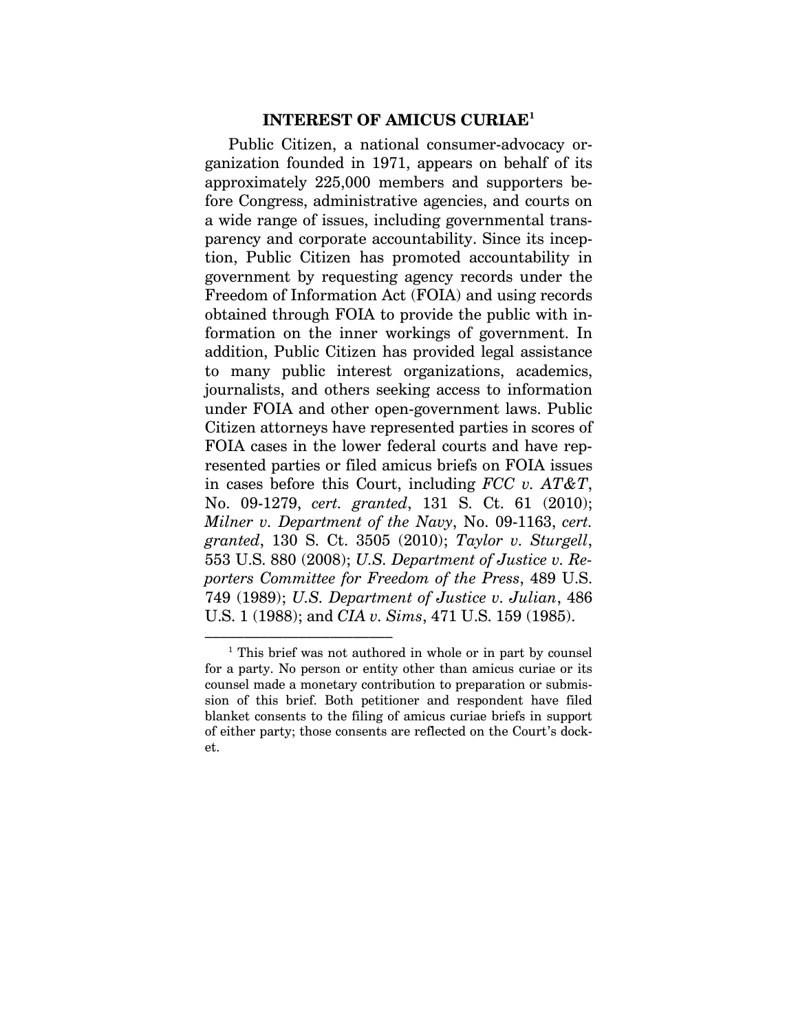## INTEREST OF AMICUS CURIAE[1]

Public Citizen, a national consumer-advocacy organization founded in 1971, appears on behalf of its approximately 225,000 members and supporters before Congress, administrative agencies, and courts on a wide range of issues, including governmental transparency and corporate accountability. Since its inception, Public Citizen has promoted accountability in government by requesting agency records under the Freedom of Information Act (FOIA) and using records obtained through FOIA to provide the public with information on the inner workings of government. In addition, Public Citizen has provided legal assistance to many public interest organizations, academics, journalists, and others seeking access to information under FOIA and other open-government laws. Public Citizen attorneys have represented parties in scores of FOIA cases in the lower federal courts and have represented parties or filed amicus briefs on FOIA issues in cases before this Court, including *FCC v. AT&T*, No. 09-1279, *cert. granted*, 131 S. Ct. 61 (2010); *Milner v. Department of the Navy*, No. 09-1163, *cert. granted*, 130 S. Ct. 3505 (2010); *Taylor v. Sturgell*, 553 U.S. 880 (2008); *U.S. Department of Justice v. Reporters Committee for Freedom of the Press*, 489 U.S. 749 (1989); *U.S. Department of Justice v. Julian*, 486 U.S. 1 (1988); and *CIA v. Sims*, 471 U.S. 159 (1985).

---

[1] This brief was not authored in whole or in part by counsel for a party. No person or entity other than amicus curiae or its counsel made a monetary contribution to preparation or submission of this brief. Both petitioner and respondent have filed blanket consents to the filing of amicus curiae briefs in support of either party; those consents are reflected on the Court's docket.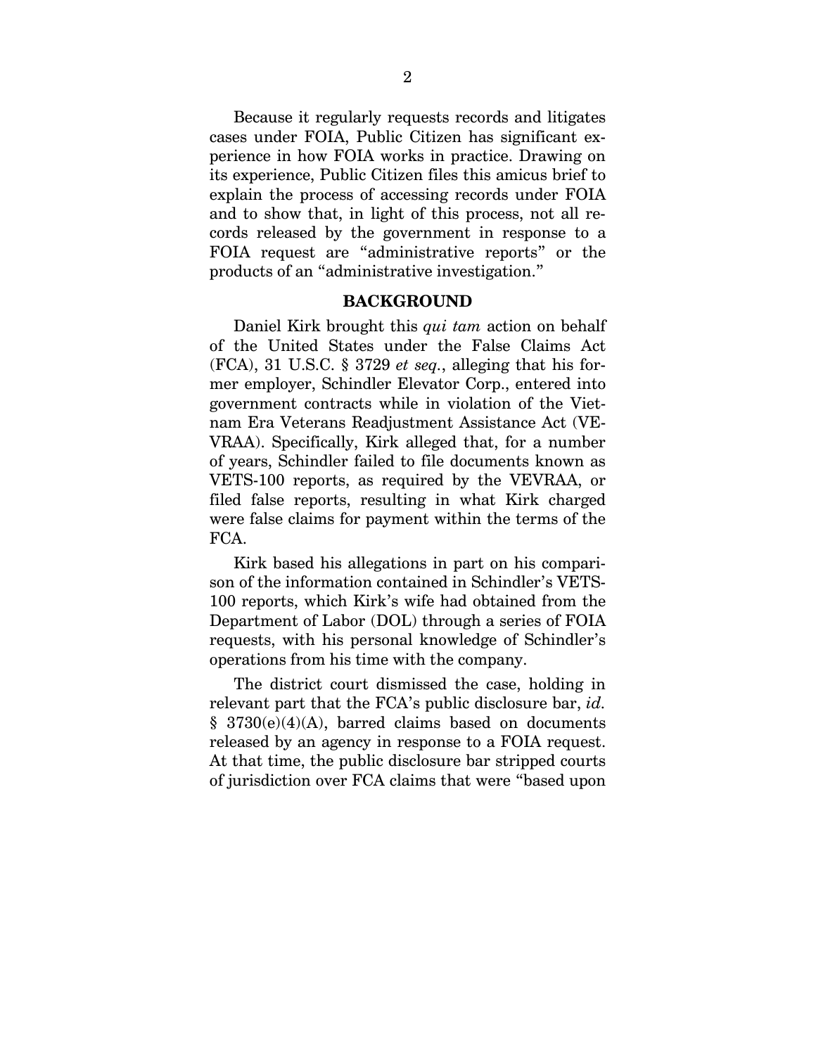Because it regularly requests records and litigates cases under FOIA, Public Citizen has significant experience in how FOIA works in practice. Drawing on its experience, Public Citizen files this amicus brief to explain the process of accessing records under FOIA and to show that, in light of this process, not all records released by the government in response to a FOIA request are "administrative reports" or the products of an "administrative investigation."

## BACKGROUND

Daniel Kirk brought this *qui tam* action on behalf of the United States under the False Claims Act (FCA), 31 U.S.C. § 3729 *et seq.*, alleging that his former employer, Schindler Elevator Corp., entered into government contracts while in violation of the Vietnam Era Veterans Readjustment Assistance Act (VEVRAA). Specifically, Kirk alleged that, for a number of years, Schindler failed to file documents known as VETS-100 reports, as required by the VEVRAA, or filed false reports, resulting in what Kirk charged were false claims for payment within the terms of the FCA.

Kirk based his allegations in part on his comparison of the information contained in Schindler's VETS-100 reports, which Kirk's wife had obtained from the Department of Labor (DOL) through a series of FOIA requests, with his personal knowledge of Schindler's operations from his time with the company.

The district court dismissed the case, holding in relevant part that the FCA's public disclosure bar, *id.* § 3730(e)(4)(A), barred claims based on documents released by an agency in response to a FOIA request. At that time, the public disclosure bar stripped courts of jurisdiction over FCA claims that were "based upon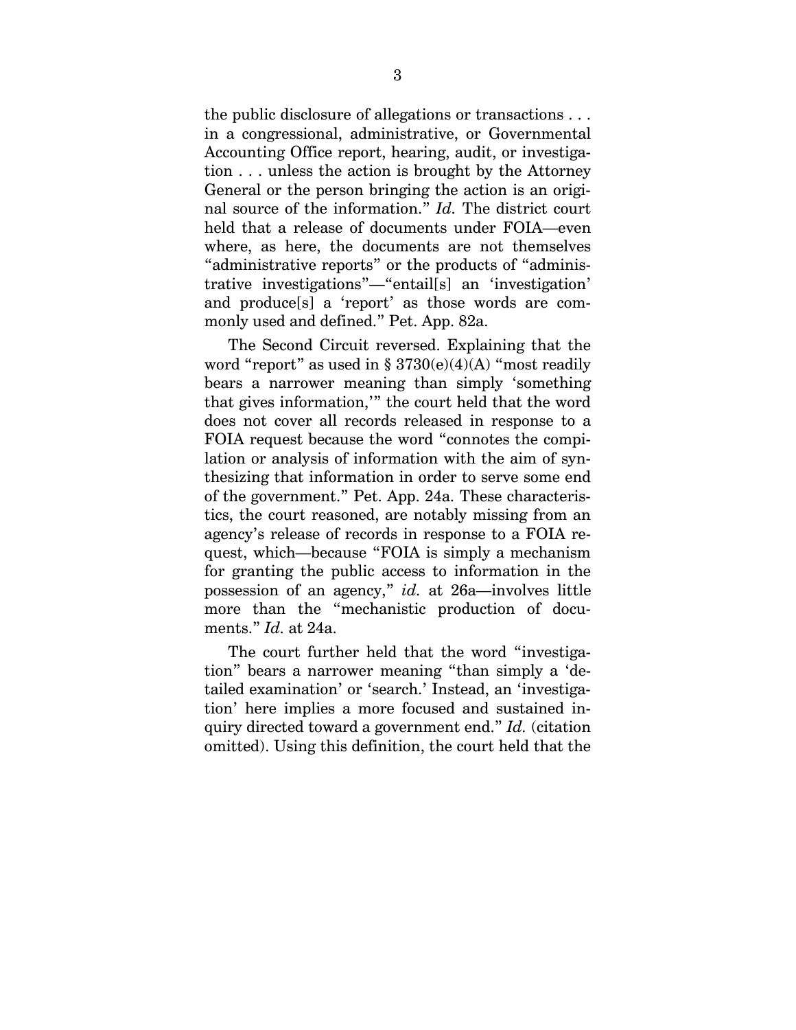the public disclosure of allegations or transactions . . . in a congressional, administrative, or Governmental Accounting Office report, hearing, audit, or investigation . . . unless the action is brought by the Attorney General or the person bringing the action is an original source of the information." *Id.* The district court held that a release of documents under FOIA—even where, as here, the documents are not themselves "administrative reports" or the products of "administrative investigations"—"entail[s] an 'investigation' and produce[s] a 'report' as those words are commonly used and defined." Pet. App. 82a.

The Second Circuit reversed. Explaining that the word "report" as used in § 3730(e)(4)(A) "most readily bears a narrower meaning than simply 'something that gives information,'" the court held that the word does not cover all records released in response to a FOIA request because the word "connotes the compilation or analysis of information with the aim of synthesizing that information in order to serve some end of the government." Pet. App. 24a. These characteristics, the court reasoned, are notably missing from an agency's release of records in response to a FOIA request, which—because "FOIA is simply a mechanism for granting the public access to information in the possession of an agency," *id.* at 26a—involves little more than the "mechanistic production of documents." *Id.* at 24a.

The court further held that the word "investigation" bears a narrower meaning "than simply a 'detailed examination' or 'search.' Instead, an 'investigation' here implies a more focused and sustained inquiry directed toward a government end." *Id.* (citation omitted). Using this definition, the court held that the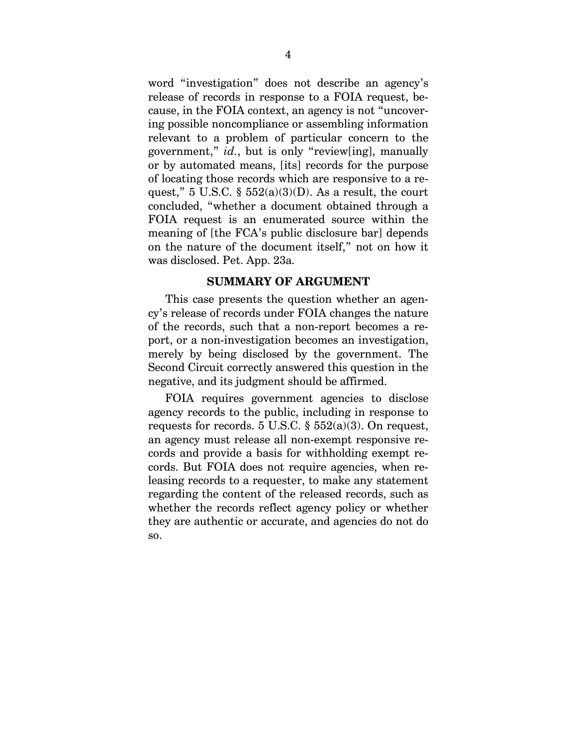word "investigation" does not describe an agency's release of records in response to a FOIA request, because, in the FOIA context, an agency is not "uncovering possible noncompliance or assembling information relevant to a problem of particular concern to the government," *id.*, but is only "review[ing], manually or by automated means, [its] records for the purpose of locating those records which are responsive to a request," 5 U.S.C. § 552(a)(3)(D). As a result, the court concluded, "whether a document obtained through a FOIA request is an enumerated source within the meaning of [the FCA's public disclosure bar] depends on the nature of the document itself," not on how it was disclosed. Pet. App. 23a.

## SUMMARY OF ARGUMENT

This case presents the question whether an agency's release of records under FOIA changes the nature of the records, such that a non-report becomes a report, or a non-investigation becomes an investigation, merely by being disclosed by the government. The Second Circuit correctly answered this question in the negative, and its judgment should be affirmed.

FOIA requires government agencies to disclose agency records to the public, including in response to requests for records. 5 U.S.C. § 552(a)(3). On request, an agency must release all non-exempt responsive records and provide a basis for withholding exempt records. But FOIA does not require agencies, when releasing records to a requester, to make any statement regarding the content of the released records, such as whether the records reflect agency policy or whether they are authentic or accurate, and agencies do not do so.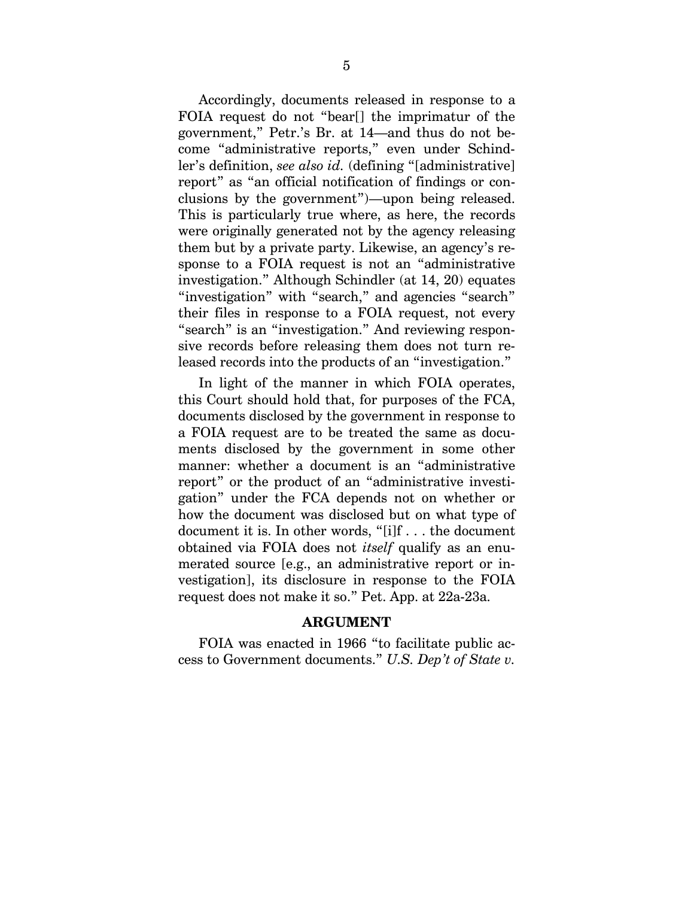Accordingly, documents released in response to a FOIA request do not "bear[] the imprimatur of the government," Petr.'s Br. at 14—and thus do not become "administrative reports," even under Schindler's definition, *see also id.* (defining "[administrative] report" as "an official notification of findings or conclusions by the government")—upon being released. This is particularly true where, as here, the records were originally generated not by the agency releasing them but by a private party. Likewise, an agency's response to a FOIA request is not an "administrative investigation." Although Schindler (at 14, 20) equates "investigation" with "search," and agencies "search" their files in response to a FOIA request, not every "search" is an "investigation." And reviewing responsive records before releasing them does not turn released records into the products of an "investigation."

In light of the manner in which FOIA operates, this Court should hold that, for purposes of the FCA, documents disclosed by the government in response to a FOIA request are to be treated the same as documents disclosed by the government in some other manner: whether a document is an "administrative report" or the product of an "administrative investigation" under the FCA depends not on whether or how the document was disclosed but on what type of document it is. In other words, "[i]f . . . the document obtained via FOIA does not *itself* qualify as an enumerated source [e.g., an administrative report or investigation], its disclosure in response to the FOIA request does not make it so." Pet. App. at 22a-23a.

## ARGUMENT

FOIA was enacted in 1966 "to facilitate public access to Government documents." *U.S. Dep't of State v.*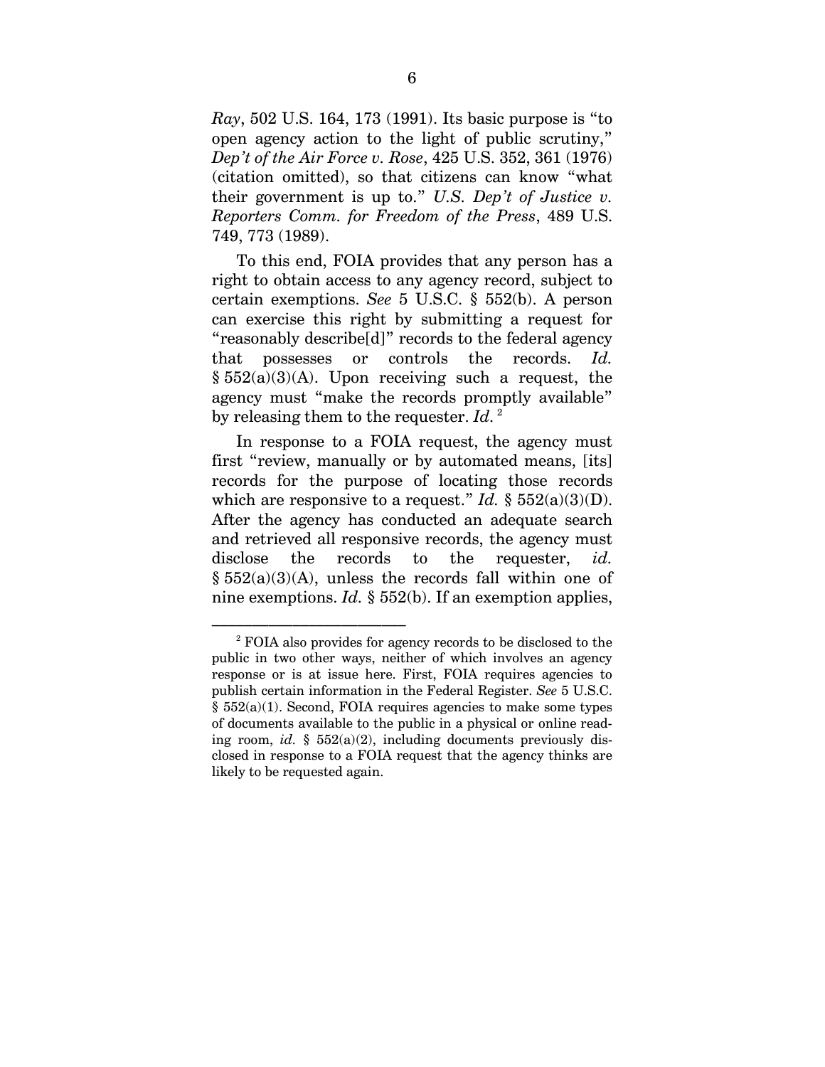*Ray*, 502 U.S. 164, 173 (1991). Its basic purpose is "to open agency action to the light of public scrutiny," *Dep't of the Air Force v. Rose*, 425 U.S. 352, 361 (1976) (citation omitted), so that citizens can know "what their government is up to." *U.S. Dep't of Justice v. Reporters Comm. for Freedom of the Press*, 489 U.S. 749, 773 (1989).

To this end, FOIA provides that any person has a right to obtain access to any agency record, subject to certain exemptions. *See* 5 U.S.C. § 552(b). A person can exercise this right by submitting a request for "reasonably describe[d]" records to the federal agency that possesses or controls the records. *Id.* § 552(a)(3)(A). Upon receiving such a request, the agency must "make the records promptly available" by releasing them to the requester. *Id.* [2]

In response to a FOIA request, the agency must first "review, manually or by automated means, [its] records for the purpose of locating those records which are responsive to a request." *Id.* § 552(a)(3)(D). After the agency has conducted an adequate search and retrieved all responsive records, the agency must disclose the records to the requester, *id.* § 552(a)(3)(A), unless the records fall within one of nine exemptions. *Id.* § 552(b). If an exemption applies,

---

[2] FOIA also provides for agency records to be disclosed to the public in two other ways, neither of which involves an agency response or is at issue here. First, FOIA requires agencies to publish certain information in the Federal Register. *See* 5 U.S.C. § 552(a)(1). Second, FOIA requires agencies to make some types of documents available to the public in a physical or online reading room, *id.* § 552(a)(2), including documents previously disclosed in response to a FOIA request that the agency thinks are likely to be requested again.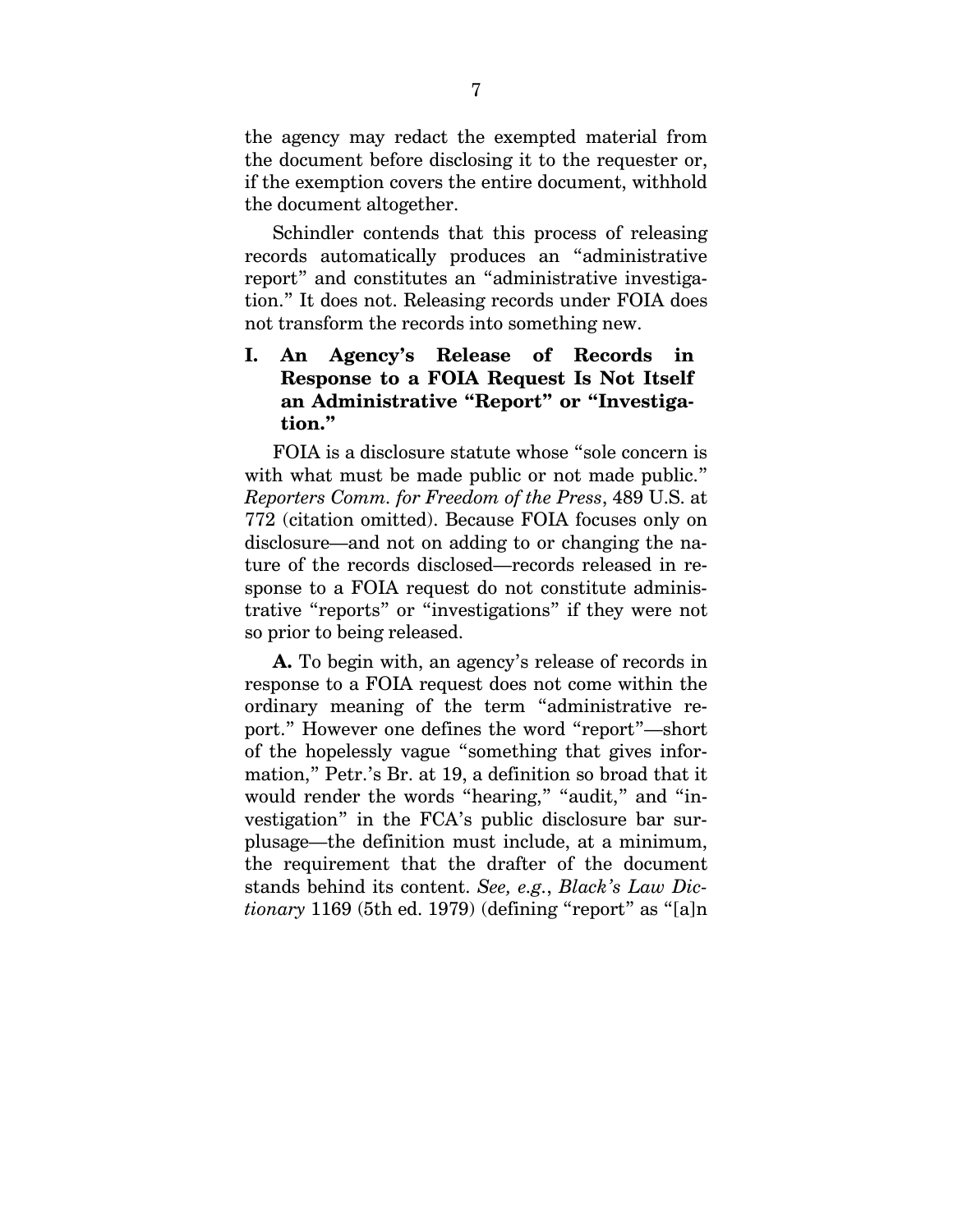the agency may redact the exempted material from the document before disclosing it to the requester or, if the exemption covers the entire document, withhold the document altogether.

Schindler contends that this process of releasing records automatically produces an "administrative report" and constitutes an "administrative investigation." It does not. Releasing records under FOIA does not transform the records into something new.

## I. An Agency's Release of Records in Response to a FOIA Request Is Not Itself an Administrative "Report" or "Investigation."

FOIA is a disclosure statute whose "sole concern is with what must be made public or not made public." *Reporters Comm. for Freedom of the Press*, 489 U.S. at 772 (citation omitted). Because FOIA focuses only on disclosure—and not on adding to or changing the nature of the records disclosed—records released in response to a FOIA request do not constitute administrative "reports" or "investigations" if they were not so prior to being released.

**A.** To begin with, an agency's release of records in response to a FOIA request does not come within the ordinary meaning of the term "administrative report." However one defines the word "report"—short of the hopelessly vague "something that gives information," Petr.'s Br. at 19, a definition so broad that it would render the words "hearing," "audit," and "investigation" in the FCA's public disclosure bar surplusage—the definition must include, at a minimum, the requirement that the drafter of the document stands behind its content. *See, e.g.*, *Black's Law Dictionary* 1169 (5th ed. 1979) (defining "report" as "[a]n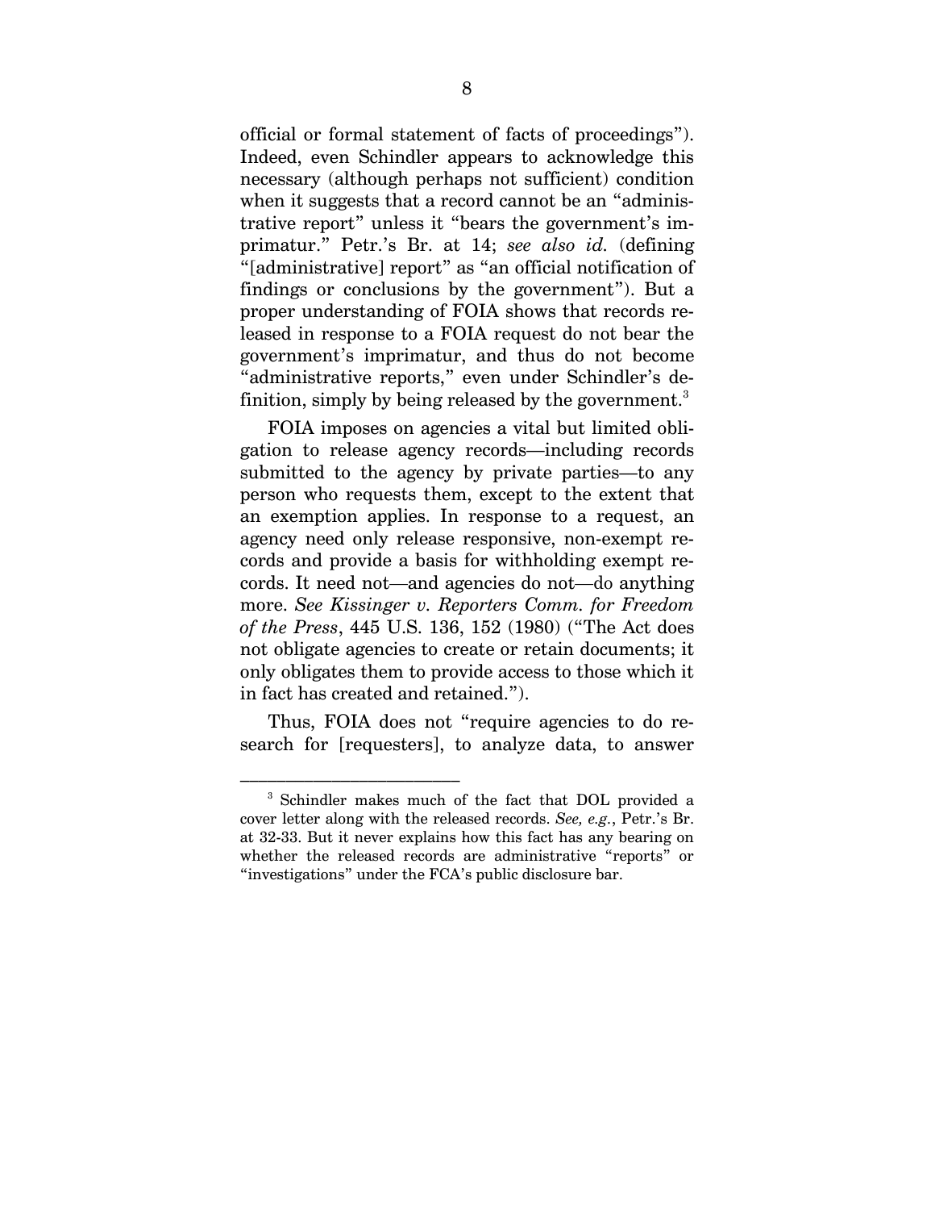official or formal statement of facts of proceedings"). Indeed, even Schindler appears to acknowledge this necessary (although perhaps not sufficient) condition when it suggests that a record cannot be an "administrative report" unless it "bears the government's imprimatur." Petr.'s Br. at 14; *see also id.* (defining "[administrative] report" as "an official notification of findings or conclusions by the government"). But a proper understanding of FOIA shows that records released in response to a FOIA request do not bear the government's imprimatur, and thus do not become "administrative reports," even under Schindler's definition, simply by being released by the government.[3]

FOIA imposes on agencies a vital but limited obligation to release agency records—including records submitted to the agency by private parties—to any person who requests them, except to the extent that an exemption applies. In response to a request, an agency need only release responsive, non-exempt records and provide a basis for withholding exempt records. It need not—and agencies do not—do anything more. *See Kissinger v. Reporters Comm. for Freedom of the Press*, 445 U.S. 136, 152 (1980) ("The Act does not obligate agencies to create or retain documents; it only obligates them to provide access to those which it in fact has created and retained.").

Thus, FOIA does not "require agencies to do research for [requesters], to analyze data, to answer

---

[3] Schindler makes much of the fact that DOL provided a cover letter along with the released records. *See, e.g.*, Petr.'s Br. at 32-33. But it never explains how this fact has any bearing on whether the released records are administrative "reports" or "investigations" under the FCA's public disclosure bar.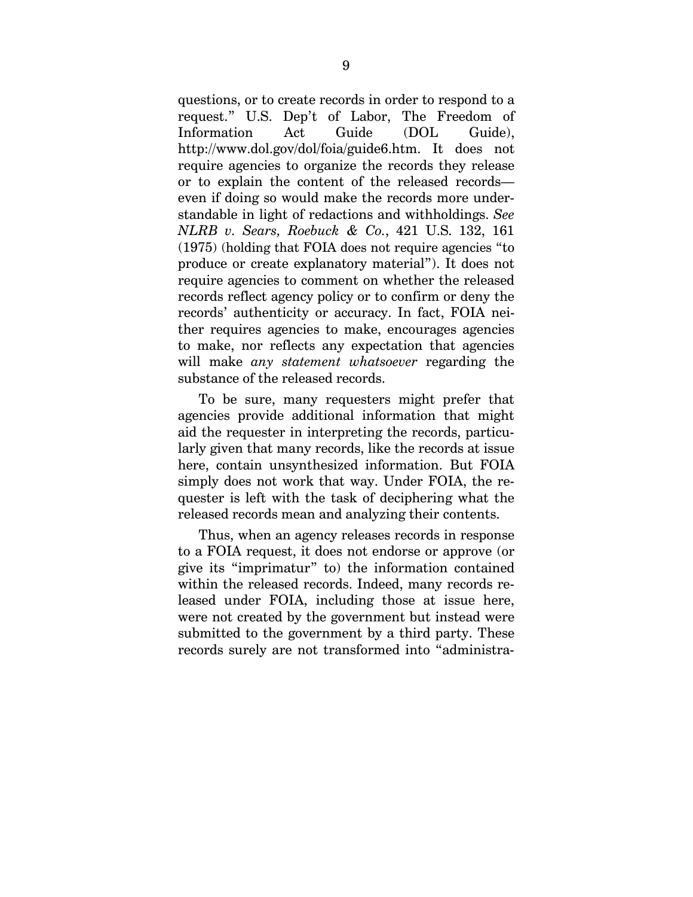questions, or to create records in order to respond to a request." U.S. Dep't of Labor, The Freedom of Information Act Guide (DOL Guide), http://www.dol.gov/dol/foia/guide6.htm. It does not require agencies to organize the records they release or to explain the content of the released records—even if doing so would make the records more understandable in light of redactions and withholdings. *See NLRB v. Sears, Roebuck & Co.*, 421 U.S. 132, 161 (1975) (holding that FOIA does not require agencies "to produce or create explanatory material"). It does not require agencies to comment on whether the released records reflect agency policy or to confirm or deny the records' authenticity or accuracy. In fact, FOIA neither requires agencies to make, encourages agencies to make, nor reflects any expectation that agencies will make *any statement whatsoever* regarding the substance of the released records.

To be sure, many requesters might prefer that agencies provide additional information that might aid the requester in interpreting the records, particularly given that many records, like the records at issue here, contain unsynthesized information. But FOIA simply does not work that way. Under FOIA, the requester is left with the task of deciphering what the released records mean and analyzing their contents.

Thus, when an agency releases records in response to a FOIA request, it does not endorse or approve (or give its "imprimatur" to) the information contained within the released records. Indeed, many records released under FOIA, including those at issue here, were not created by the government but instead were submitted to the government by a third party. These records surely are not transformed into "administra-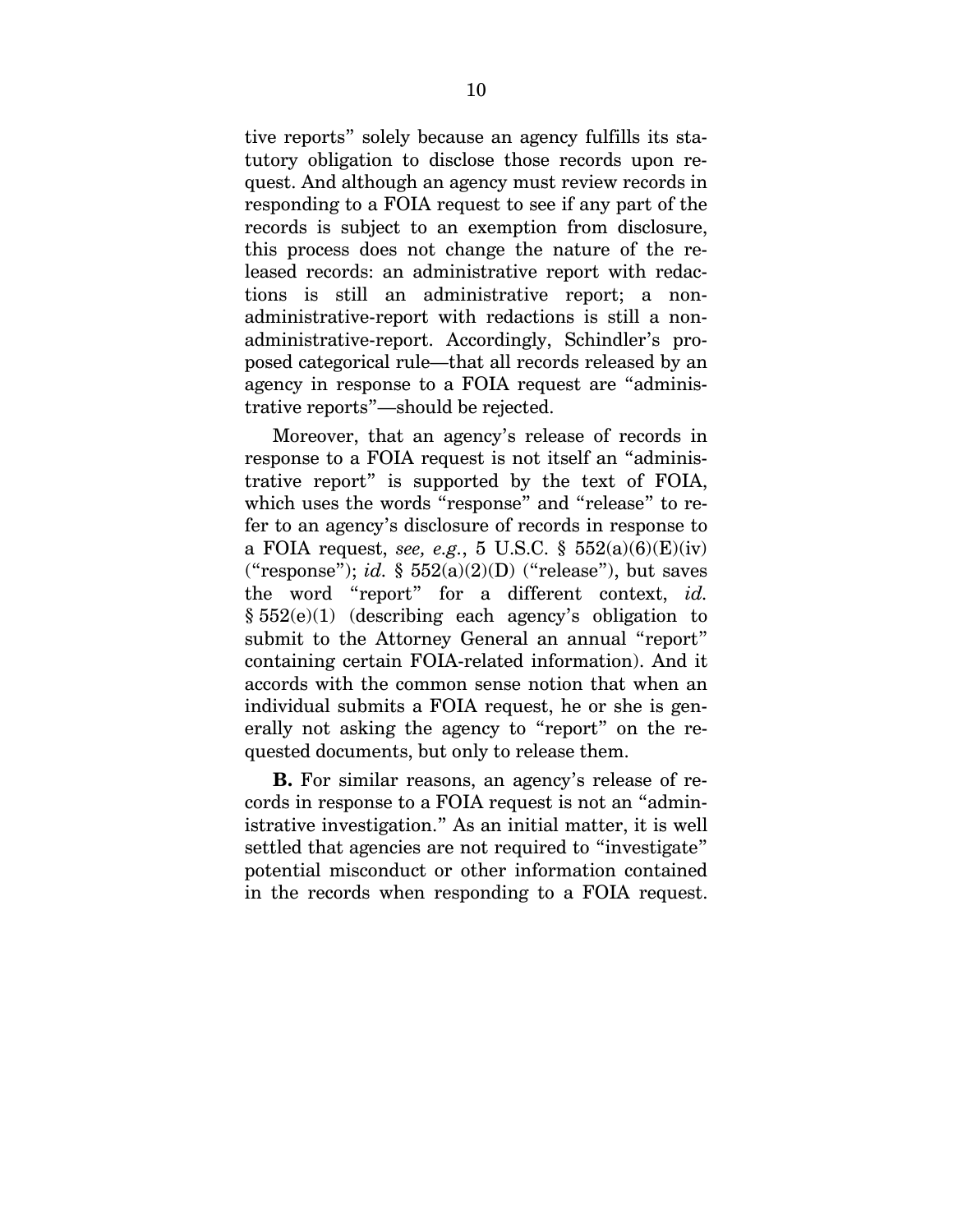tive reports" solely because an agency fulfills its statutory obligation to disclose those records upon request. And although an agency must review records in responding to a FOIA request to see if any part of the records is subject to an exemption from disclosure, this process does not change the nature of the released records: an administrative report with redactions is still an administrative report; a non-administrative-report with redactions is still a non-administrative-report. Accordingly, Schindler's proposed categorical rule—that all records released by an agency in response to a FOIA request are "administrative reports"—should be rejected.

Moreover, that an agency's release of records in response to a FOIA request is not itself an "administrative report" is supported by the text of FOIA, which uses the words "response" and "release" to refer to an agency's disclosure of records in response to a FOIA request, *see, e.g.*, 5 U.S.C. § 552(a)(6)(E)(iv) ("response"); *id.* § 552(a)(2)(D) ("release"), but saves the word "report" for a different context, *id.* § 552(e)(1) (describing each agency's obligation to submit to the Attorney General an annual "report" containing certain FOIA-related information). And it accords with the common sense notion that when an individual submits a FOIA request, he or she is generally not asking the agency to "report" on the requested documents, but only to release them.

**B.** For similar reasons, an agency's release of records in response to a FOIA request is not an "administrative investigation." As an initial matter, it is well settled that agencies are not required to "investigate" potential misconduct or other information contained in the records when responding to a FOIA request.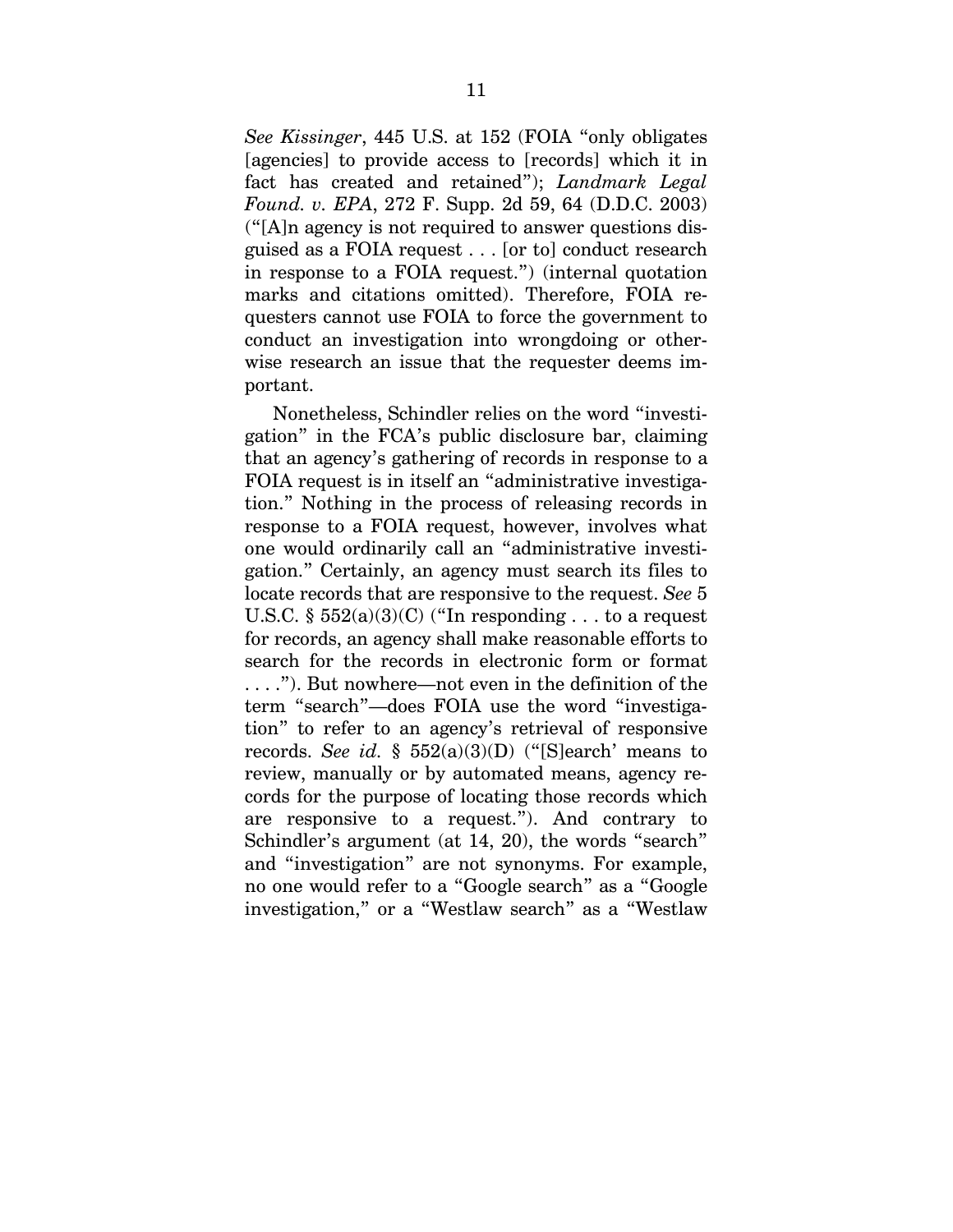*See Kissinger*, 445 U.S. at 152 (FOIA "only obligates [agencies] to provide access to [records] which it in fact has created and retained"); *Landmark Legal Found. v. EPA*, 272 F. Supp. 2d 59, 64 (D.D.C. 2003) ("[A]n agency is not required to answer questions disguised as a FOIA request . . . [or to] conduct research in response to a FOIA request.") (internal quotation marks and citations omitted). Therefore, FOIA requesters cannot use FOIA to force the government to conduct an investigation into wrongdoing or otherwise research an issue that the requester deems important.

Nonetheless, Schindler relies on the word "investigation" in the FCA's public disclosure bar, claiming that an agency's gathering of records in response to a FOIA request is in itself an "administrative investigation." Nothing in the process of releasing records in response to a FOIA request, however, involves what one would ordinarily call an "administrative investigation." Certainly, an agency must search its files to locate records that are responsive to the request. *See* 5 U.S.C. § 552(a)(3)(C) ("In responding . . . to a request for records, an agency shall make reasonable efforts to search for the records in electronic form or format . . . ."). But nowhere—not even in the definition of the term "search"—does FOIA use the word "investigation" to refer to an agency's retrieval of responsive records. *See id.* § 552(a)(3)(D) ("[S]earch' means to review, manually or by automated means, agency records for the purpose of locating those records which are responsive to a request."). And contrary to Schindler's argument (at 14, 20), the words "search" and "investigation" are not synonyms. For example, no one would refer to a "Google search" as a "Google investigation," or a "Westlaw search" as a "Westlaw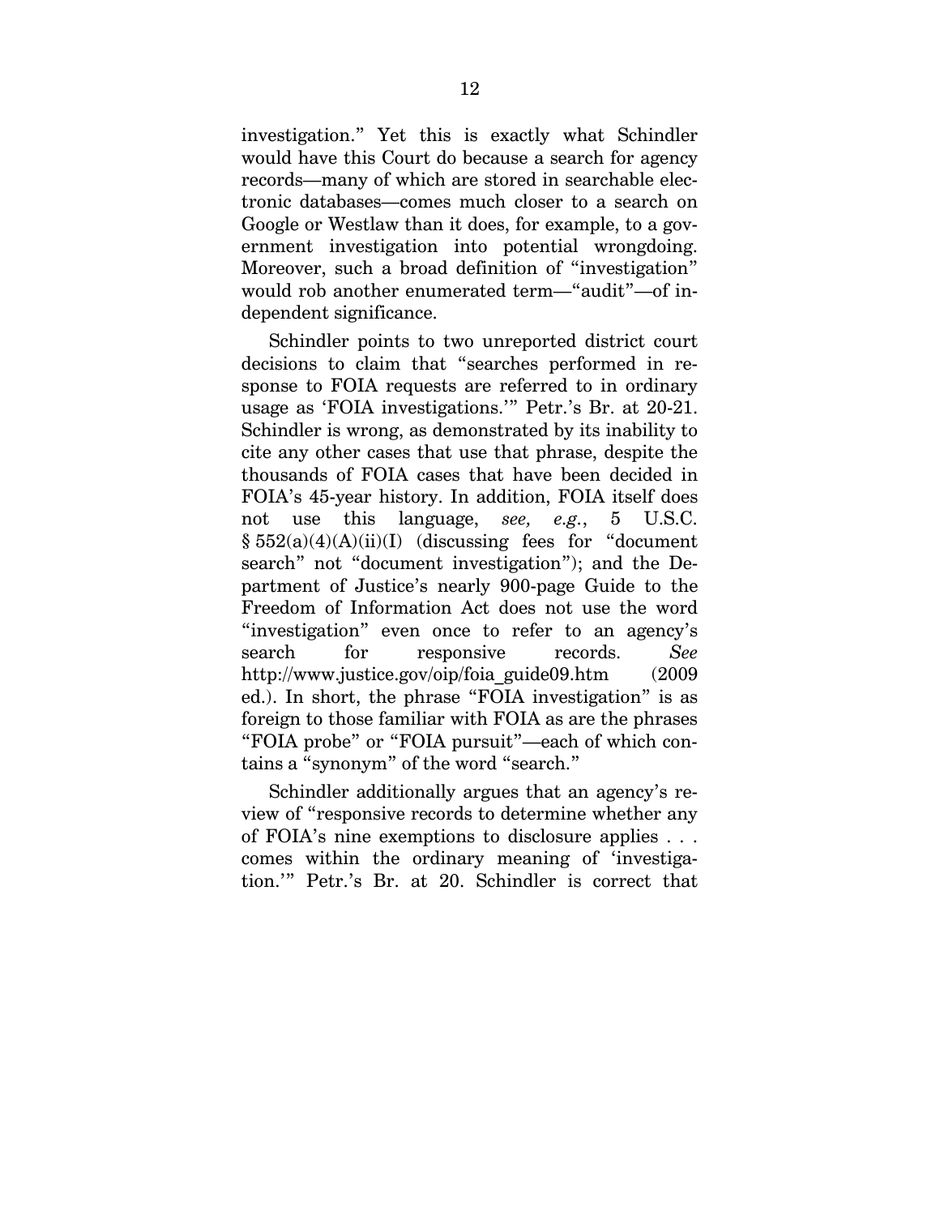investigation." Yet this is exactly what Schindler would have this Court do because a search for agency records—many of which are stored in searchable electronic databases—comes much closer to a search on Google or Westlaw than it does, for example, to a government investigation into potential wrongdoing. Moreover, such a broad definition of "investigation" would rob another enumerated term—"audit"—of independent significance.

Schindler points to two unreported district court decisions to claim that "searches performed in response to FOIA requests are referred to in ordinary usage as 'FOIA investigations.'" Petr.'s Br. at 20-21. Schindler is wrong, as demonstrated by its inability to cite any other cases that use that phrase, despite the thousands of FOIA cases that have been decided in FOIA's 45-year history. In addition, FOIA itself does not use this language, *see, e.g.*, 5 U.S.C. § 552(a)(4)(A)(ii)(I) (discussing fees for "document search" not "document investigation"); and the Department of Justice's nearly 900-page Guide to the Freedom of Information Act does not use the word "investigation" even once to refer to an agency's search for responsive records. *See* http://www.justice.gov/oip/foia_guide09.htm (2009 ed.). In short, the phrase "FOIA investigation" is as foreign to those familiar with FOIA as are the phrases "FOIA probe" or "FOIA pursuit"—each of which contains a "synonym" of the word "search."

Schindler additionally argues that an agency's review of "responsive records to determine whether any of FOIA's nine exemptions to disclosure applies . . . comes within the ordinary meaning of 'investigation.'" Petr.'s Br. at 20. Schindler is correct that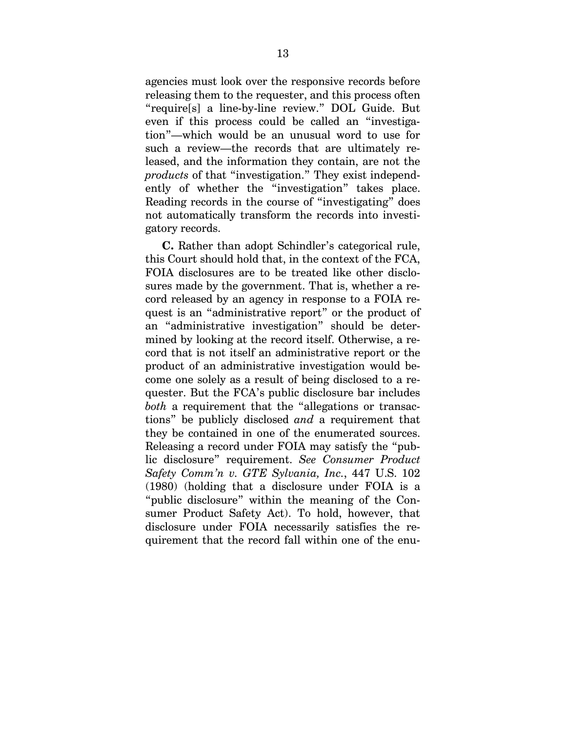agencies must look over the responsive records before releasing them to the requester, and this process often "require[s] a line-by-line review." DOL Guide. But even if this process could be called an "investigation"—which would be an unusual word to use for such a review—the records that are ultimately released, and the information they contain, are not the *products* of that "investigation." They exist independently of whether the "investigation" takes place. Reading records in the course of "investigating" does not automatically transform the records into investigatory records.

**C.** Rather than adopt Schindler's categorical rule, this Court should hold that, in the context of the FCA, FOIA disclosures are to be treated like other disclosures made by the government. That is, whether a record released by an agency in response to a FOIA request is an "administrative report" or the product of an "administrative investigation" should be determined by looking at the record itself. Otherwise, a record that is not itself an administrative report or the product of an administrative investigation would become one solely as a result of being disclosed to a requester. But the FCA's public disclosure bar includes *both* a requirement that the "allegations or transactions" be publicly disclosed *and* a requirement that they be contained in one of the enumerated sources. Releasing a record under FOIA may satisfy the "public disclosure" requirement. *See Consumer Product Safety Comm'n v. GTE Sylvania, Inc.*, 447 U.S. 102 (1980) (holding that a disclosure under FOIA is a "public disclosure" within the meaning of the Consumer Product Safety Act). To hold, however, that disclosure under FOIA necessarily satisfies the requirement that the record fall within one of the enu-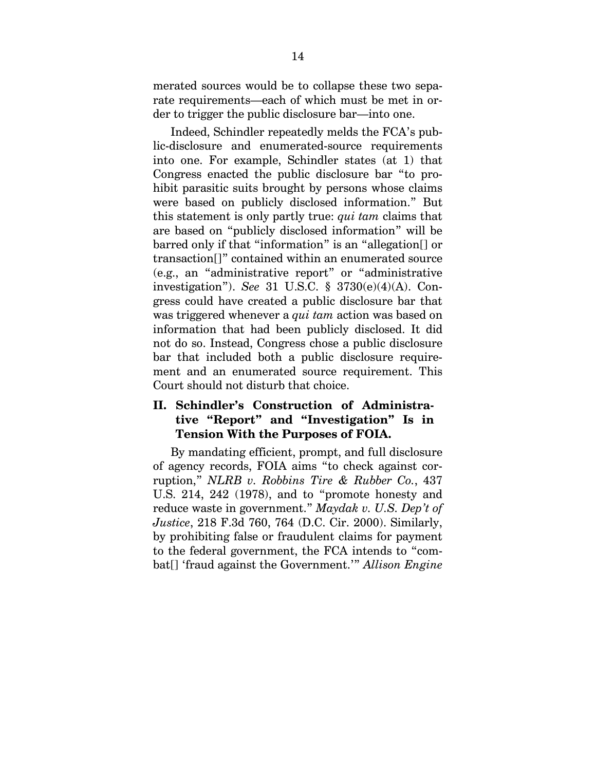merated sources would be to collapse these two separate requirements—each of which must be met in order to trigger the public disclosure bar—into one.

Indeed, Schindler repeatedly melds the FCA's public-disclosure and enumerated-source requirements into one. For example, Schindler states (at 1) that Congress enacted the public disclosure bar "to prohibit parasitic suits brought by persons whose claims were based on publicly disclosed information." But this statement is only partly true: *qui tam* claims that are based on "publicly disclosed information" will be barred only if that "information" is an "allegation[] or transaction[]" contained within an enumerated source (e.g., an "administrative report" or "administrative investigation"). *See* 31 U.S.C. § 3730(e)(4)(A). Congress could have created a public disclosure bar that was triggered whenever a *qui tam* action was based on information that had been publicly disclosed. It did not do so. Instead, Congress chose a public disclosure bar that included both a public disclosure requirement and an enumerated source requirement. This Court should not disturb that choice.

## II. Schindler's Construction of Administrative "Report" and "Investigation" Is in Tension With the Purposes of FOIA.

By mandating efficient, prompt, and full disclosure of agency records, FOIA aims "to check against corruption," *NLRB v. Robbins Tire & Rubber Co.*, 437 U.S. 214, 242 (1978), and to "promote honesty and reduce waste in government." *Maydak v. U.S. Dep't of Justice*, 218 F.3d 760, 764 (D.C. Cir. 2000). Similarly, by prohibiting false or fraudulent claims for payment to the federal government, the FCA intends to "combat[] 'fraud against the Government.'" *Allison Engine*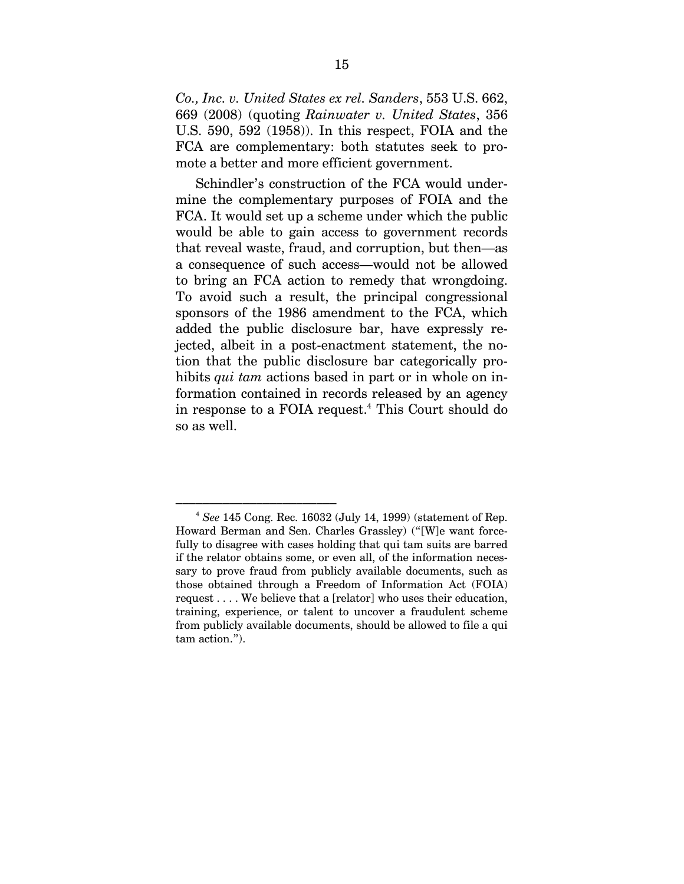*Co., Inc. v. United States ex rel. Sanders*, 553 U.S. 662, 669 (2008) (quoting *Rainwater v. United States*, 356 U.S. 590, 592 (1958)). In this respect, FOIA and the FCA are complementary: both statutes seek to promote a better and more efficient government.

Schindler's construction of the FCA would undermine the complementary purposes of FOIA and the FCA. It would set up a scheme under which the public would be able to gain access to government records that reveal waste, fraud, and corruption, but then—as a consequence of such access—would not be allowed to bring an FCA action to remedy that wrongdoing. To avoid such a result, the principal congressional sponsors of the 1986 amendment to the FCA, which added the public disclosure bar, have expressly rejected, albeit in a post-enactment statement, the notion that the public disclosure bar categorically prohibits *qui tam* actions based in part or in whole on information contained in records released by an agency in response to a FOIA request.[4] This Court should do so as well.

---

[4] *See* 145 Cong. Rec. 16032 (July 14, 1999) (statement of Rep. Howard Berman and Sen. Charles Grassley) ("[W]e want forcefully to disagree with cases holding that qui tam suits are barred if the relator obtains some, or even all, of the information necessary to prove fraud from publicly available documents, such as those obtained through a Freedom of Information Act (FOIA) request . . . . We believe that a [relator] who uses their education, training, experience, or talent to uncover a fraudulent scheme from publicly available documents, should be allowed to file a qui tam action.").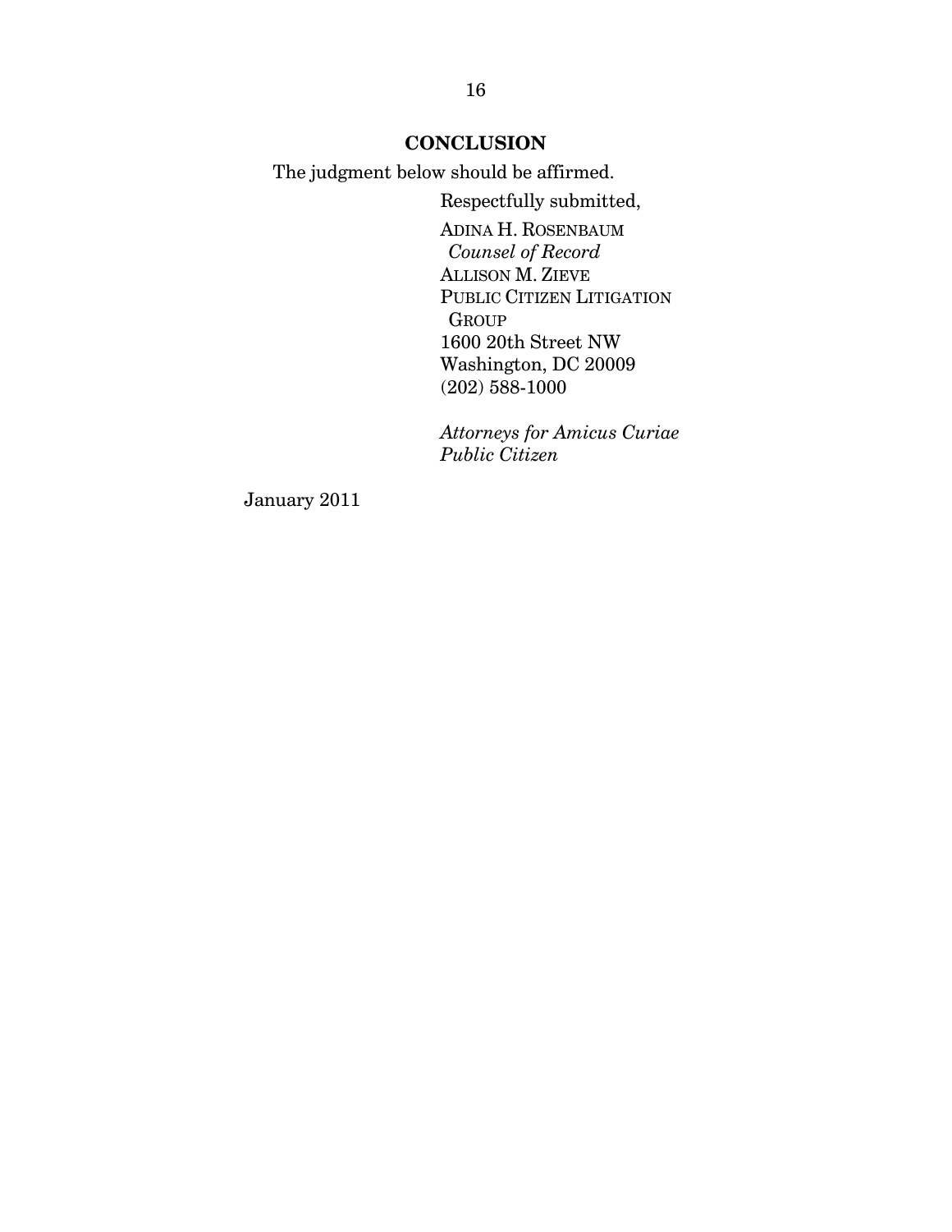## CONCLUSION

The judgment below should be affirmed.

Respectfully submitted,

ADINA H. ROSENBAUM  
*Counsel of Record*  
ALLISON M. ZIEVE  
PUBLIC CITIZEN LITIGATION GROUP  
1600 20th Street NW  
Washington, DC 20009  
(202) 588-1000

*Attorneys for Amicus Curiae Public Citizen*

January 2011